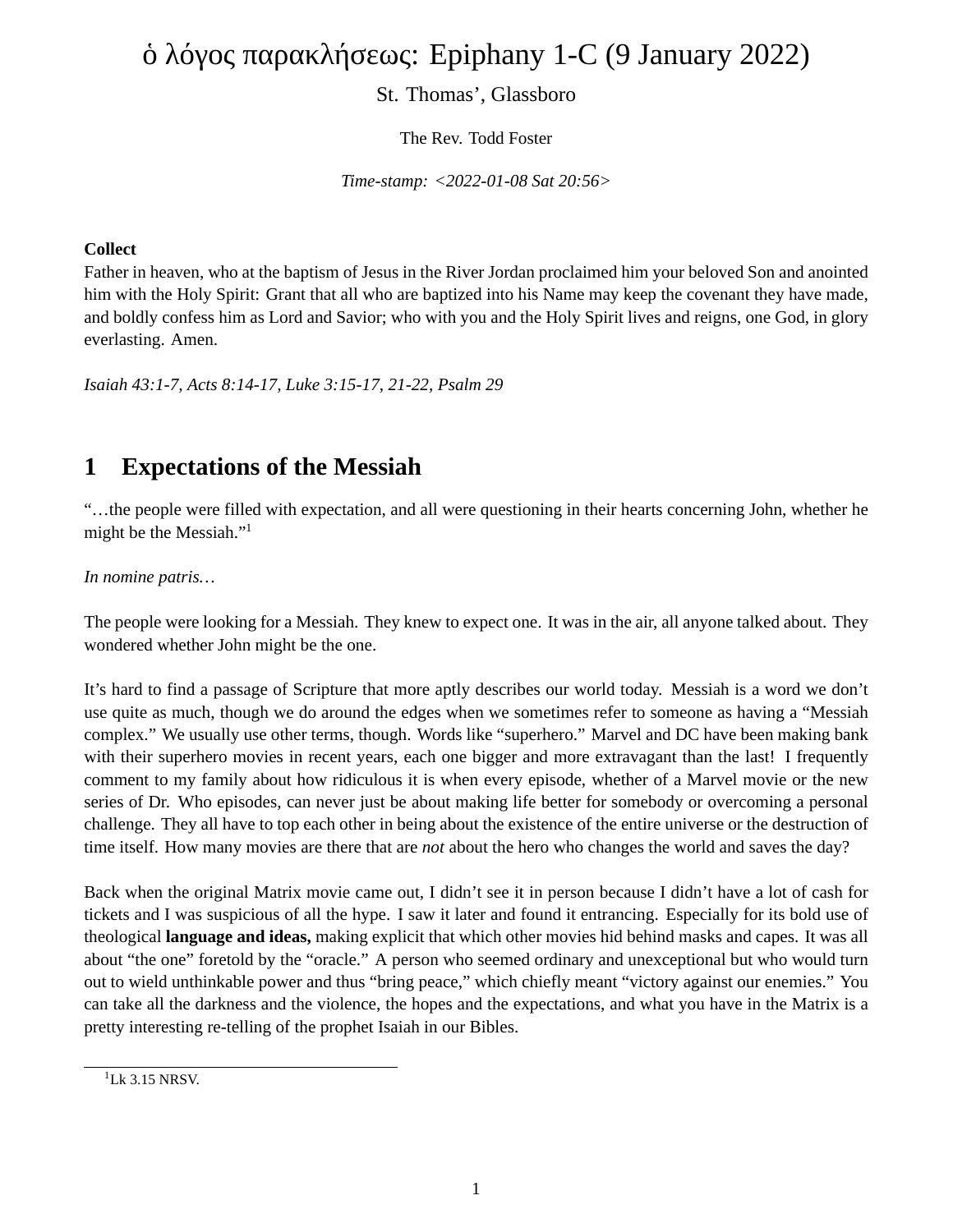# ὁ λόγος παρακλήσεως: Epiphany 1-C (9 January 2022)

St. Thomas', Glassboro

The Rev. Todd Foster

*Time-stamp: <2022-01-08 Sat 20:56>*

**Collect**
Father in heaven, who at the baptism of Jesus in the River Jordan proclaimed him your beloved Son and anointed him with the Holy Spirit: Grant that all who are baptized into his Name may keep the covenant they have made, and boldly confess him as Lord and Savior; who with you and the Holy Spirit lives and reigns, one God, in glory everlasting. Amen.

*Isaiah 43:1-7, Acts 8:14-17, Luke 3:15-17, 21-22, Psalm 29*

## 1 Expectations of the Messiah

"…the people were filled with expectation, and all were questioning in their hearts concerning John, whether he might be the Messiah."[1]

*In nomine patris…*

The people were looking for a Messiah. They knew to expect one. It was in the air, all anyone talked about. They wondered whether John might be the one.

It's hard to find a passage of Scripture that more aptly describes our world today. Messiah is a word we don't use quite as much, though we do around the edges when we sometimes refer to someone as having a "Messiah complex." We usually use other terms, though. Words like "superhero." Marvel and DC have been making bank with their superhero movies in recent years, each one bigger and more extravagant than the last! I frequently comment to my family about how ridiculous it is when every episode, whether of a Marvel movie or the new series of Dr. Who episodes, can never just be about making life better for somebody or overcoming a personal challenge. They all have to top each other in being about the existence of the entire universe or the destruction of time itself. How many movies are there that are *not* about the hero who changes the world and saves the day?

Back when the original Matrix movie came out, I didn't see it in person because I didn't have a lot of cash for tickets and I was suspicious of all the hype. I saw it later and found it entrancing. Especially for its bold use of theological **language and ideas,** making explicit that which other movies hid behind masks and capes. It was all about "the one" foretold by the "oracle." A person who seemed ordinary and unexceptional but who would turn out to wield unthinkable power and thus "bring peace," which chiefly meant "victory against our enemies." You can take all the darkness and the violence, the hopes and the expectations, and what you have in the Matrix is a pretty interesting re-telling of the prophet Isaiah in our Bibles.

[1] Lk 3.15 NRSV.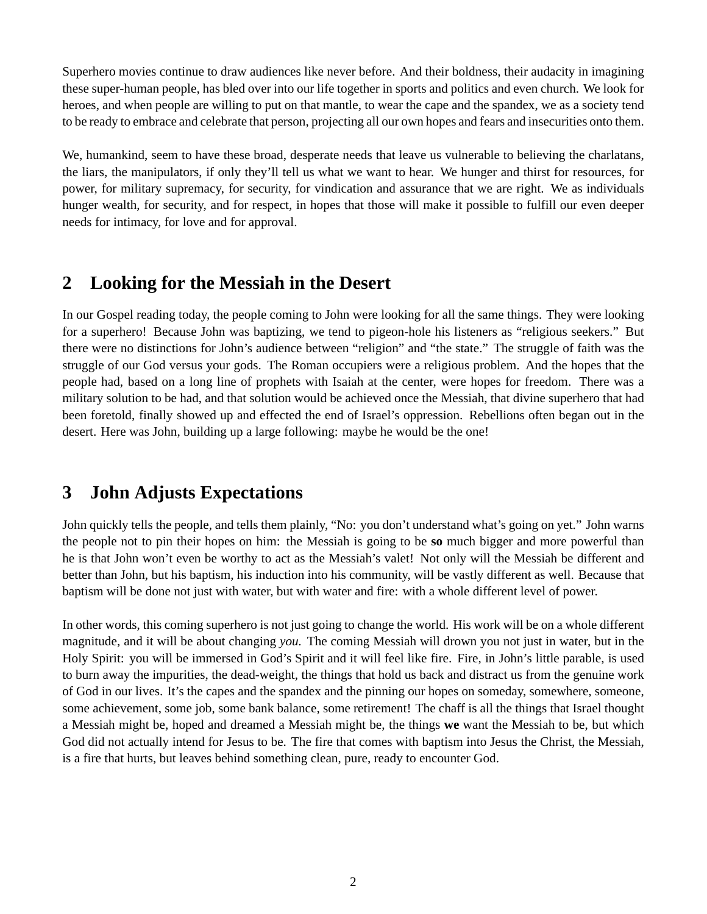Superhero movies continue to draw audiences like never before. And their boldness, their audacity in imagining these super-human people, has bled over into our life together in sports and politics and even church. We look for heroes, and when people are willing to put on that mantle, to wear the cape and the spandex, we as a society tend to be ready to embrace and celebrate that person, projecting all our own hopes and fears and insecurities onto them.

We, humankind, seem to have these broad, desperate needs that leave us vulnerable to believing the charlatans, the liars, the manipulators, if only they'll tell us what we want to hear. We hunger and thirst for resources, for power, for military supremacy, for security, for vindication and assurance that we are right. We as individuals hunger wealth, for security, and for respect, in hopes that those will make it possible to fulfill our even deeper needs for intimacy, for love and for approval.

## 2 Looking for the Messiah in the Desert

In our Gospel reading today, the people coming to John were looking for all the same things. They were looking for a superhero! Because John was baptizing, we tend to pigeon-hole his listeners as "religious seekers." But there were no distinctions for John's audience between "religion" and "the state." The struggle of faith was the struggle of our God versus your gods. The Roman occupiers were a religious problem. And the hopes that the people had, based on a long line of prophets with Isaiah at the center, were hopes for freedom. There was a military solution to be had, and that solution would be achieved once the Messiah, that divine superhero that had been foretold, finally showed up and effected the end of Israel's oppression. Rebellions often began out in the desert. Here was John, building up a large following: maybe he would be the one!

## 3 John Adjusts Expectations

John quickly tells the people, and tells them plainly, "No: you don't understand what's going on yet." John warns the people not to pin their hopes on him: the Messiah is going to be **so** much bigger and more powerful than he is that John won't even be worthy to act as the Messiah's valet! Not only will the Messiah be different and better than John, but his baptism, his induction into his community, will be vastly different as well. Because that baptism will be done not just with water, but with water and fire: with a whole different level of power.

In other words, this coming superhero is not just going to change the world. His work will be on a whole different magnitude, and it will be about changing *you*. The coming Messiah will drown you not just in water, but in the Holy Spirit: you will be immersed in God's Spirit and it will feel like fire. Fire, in John's little parable, is used to burn away the impurities, the dead-weight, the things that hold us back and distract us from the genuine work of God in our lives. It's the capes and the spandex and the pinning our hopes on someday, somewhere, someone, some achievement, some job, some bank balance, some retirement! The chaff is all the things that Israel thought a Messiah might be, hoped and dreamed a Messiah might be, the things **we** want the Messiah to be, but which God did not actually intend for Jesus to be. The fire that comes with baptism into Jesus the Christ, the Messiah, is a fire that hurts, but leaves behind something clean, pure, ready to encounter God.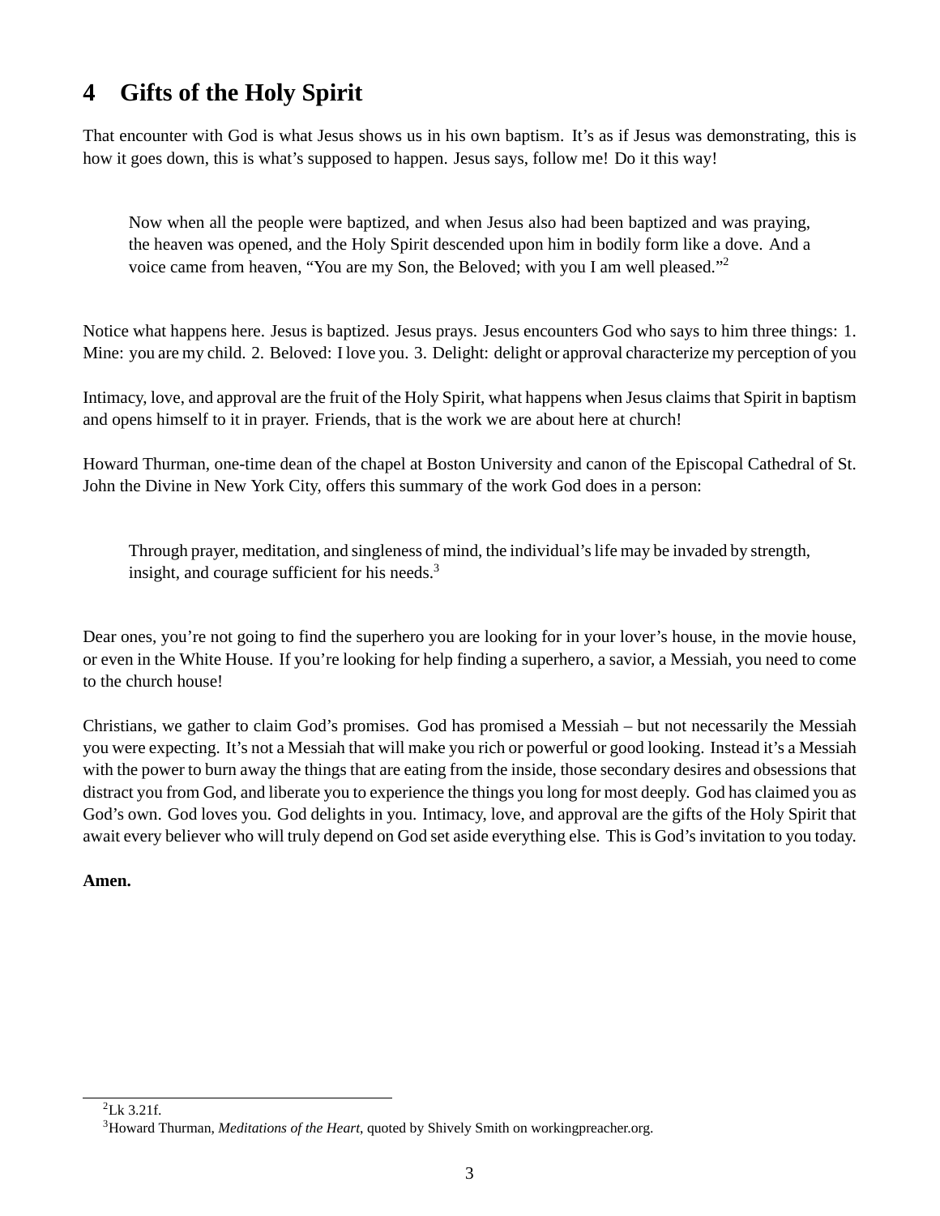## 4 Gifts of the Holy Spirit

That encounter with God is what Jesus shows us in his own baptism. It's as if Jesus was demonstrating, this is how it goes down, this is what's supposed to happen. Jesus says, follow me! Do it this way!

> Now when all the people were baptized, and when Jesus also had been baptized and was praying, the heaven was opened, and the Holy Spirit descended upon him in bodily form like a dove. And a voice came from heaven, "You are my Son, the Beloved; with you I am well pleased."[2]

Notice what happens here. Jesus is baptized. Jesus prays. Jesus encounters God who says to him three things: 1. Mine: you are my child. 2. Beloved: I love you. 3. Delight: delight or approval characterize my perception of you

Intimacy, love, and approval are the fruit of the Holy Spirit, what happens when Jesus claims that Spirit in baptism and opens himself to it in prayer. Friends, that is the work we are about here at church!

Howard Thurman, one-time dean of the chapel at Boston University and canon of the Episcopal Cathedral of St. John the Divine in New York City, offers this summary of the work God does in a person:

> Through prayer, meditation, and singleness of mind, the individual's life may be invaded by strength, insight, and courage sufficient for his needs.[3]

Dear ones, you're not going to find the superhero you are looking for in your lover's house, in the movie house, or even in the White House. If you're looking for help finding a superhero, a savior, a Messiah, you need to come to the church house!

Christians, we gather to claim God's promises. God has promised a Messiah – but not necessarily the Messiah you were expecting. It's not a Messiah that will make you rich or powerful or good looking. Instead it's a Messiah with the power to burn away the things that are eating from the inside, those secondary desires and obsessions that distract you from God, and liberate you to experience the things you long for most deeply. God has claimed you as God's own. God loves you. God delights in you. Intimacy, love, and approval are the gifts of the Holy Spirit that await every believer who will truly depend on God set aside everything else. This is God's invitation to you today.

**Amen.**

---

[2] Lk 3.21f.

[3] Howard Thurman, *Meditations of the Heart*, quoted by Shively Smith on workingpreacher.org.